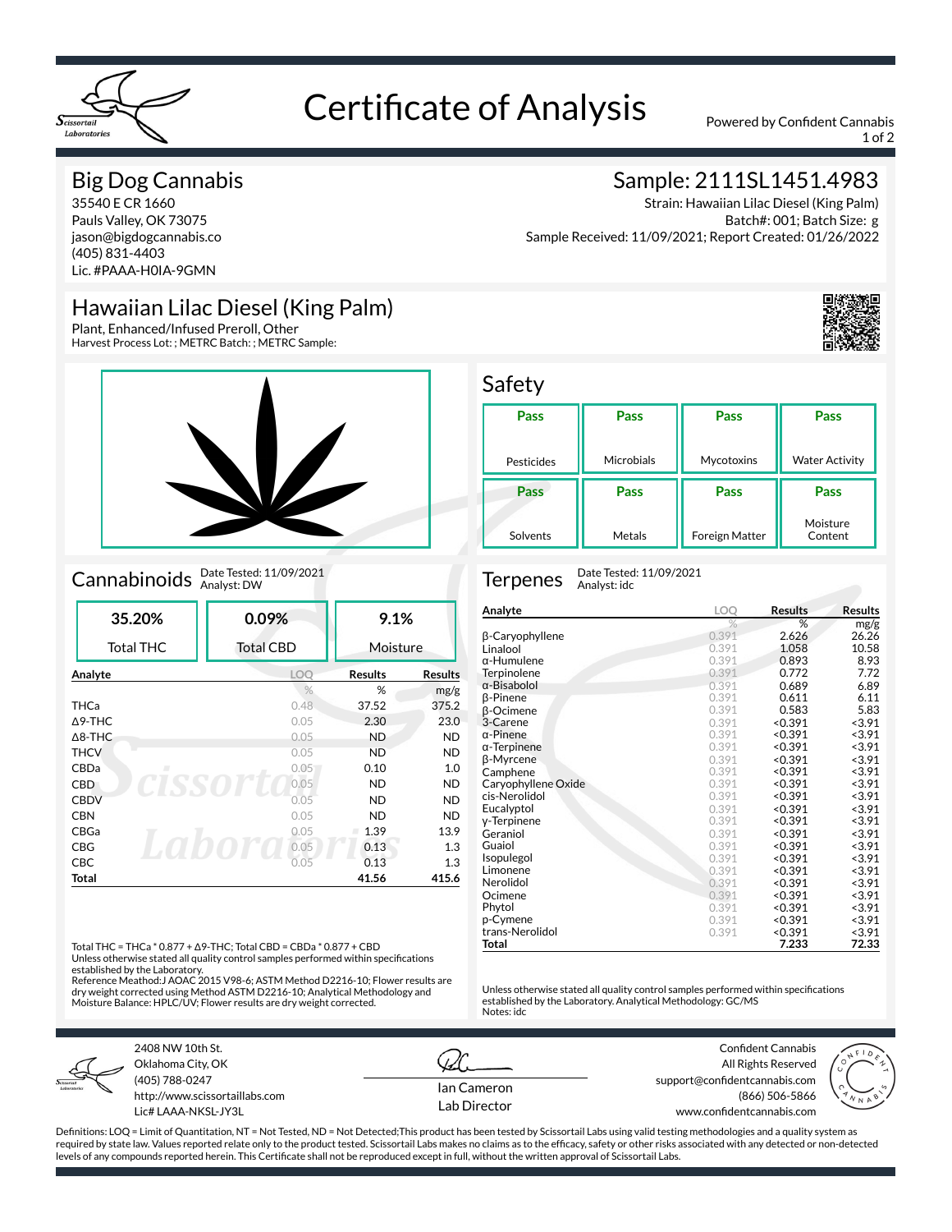# Certificate of Analysis

Powered by Confident Cannabis

## Big Dog Cannabis

35540 E CR 1660
Pauls Valley, OK 73075
jason@bigdogcannabis.co
(405) 831-4403
Lic. #PAAA-H0IA-9GMN

## Sample: 2111SL1451.4983

Strain: Hawaiian Lilac Diesel (King Palm)
Batch#: 001; Batch Size: g
Sample Received: 11/09/2021; Report Created: 01/26/2022

## Hawaiian Lilac Diesel (King Palm)

Plant, Enhanced/Infused Preroll, Other
Harvest Process Lot: ; METRC Batch: ; METRC Sample:

## Safety

| Pesticides | Microbials | Mycotoxins | Water Activity |
|---|---|---|---|
| Pass | Pass | Pass | Pass |

| Solvents | Metals | Foreign Matter | Moisture Content |
|---|---|---|---|
| Pass | Pass | Pass | Pass |

## Cannabinoids

Date Tested: 11/09/2021
Analyst: DW

| Total THC | Total CBD | Moisture |
|---|---|---|
| 35.20% | 0.09% | 9.1% |

| Analyte | LOQ | Results | Results |
|---|---|---|---|
| | % | % | mg/g |
| THCa | 0.48 | 37.52 | 375.2 |
| Δ9-THC | 0.05 | 2.30 | 23.0 |
| Δ8-THC | 0.05 | ND | ND |
| THCV | 0.05 | ND | ND |
| CBDa | 0.05 | 0.10 | 1.0 |
| CBD | 0.05 | ND | ND |
| CBDV | 0.05 | ND | ND |
| CBN | 0.05 | ND | ND |
| CBGa | 0.05 | 1.39 | 13.9 |
| CBG | 0.05 | 0.13 | 1.3 |
| CBC | 0.05 | 0.13 | 1.3 |
| **Total** | | **41.56** | **415.6** |

Total THC = THCa * 0.877 + Δ9-THC; Total CBD = CBDa * 0.877 + CBD
Unless otherwise stated all quality control samples performed within specifications established by the Laboratory.
Reference Meathod:J AOAC 2015 V98-6; ASTM Method D2216-10; Flower results are dry weight corrected using Method ASTM D2216-10; Analytical Methodology and Moisture Balance: HPLC/UV; Flower results are dry weight corrected.

## Terpenes

Date Tested: 11/09/2021
Analyst: idc

| Analyte | LOQ | Results | Results |
|---|---|---|---|
| | % | % | mg/g |
| β-Caryophyllene | 0.391 | 2.626 | 26.26 |
| Linalool | 0.391 | 1.058 | 10.58 |
| α-Humulene | 0.391 | 0.893 | 8.93 |
| Terpinolene | 0.391 | 0.772 | 7.72 |
| α-Bisabolol | 0.391 | 0.689 | 6.89 |
| β-Pinene | 0.391 | 0.611 | 6.11 |
| β-Ocimene | 0.391 | 0.583 | 5.83 |
| 3-Carene | 0.391 | <0.391 | <3.91 |
| α-Pinene | 0.391 | <0.391 | <3.91 |
| α-Terpinene | 0.391 | <0.391 | <3.91 |
| β-Myrcene | 0.391 | <0.391 | <3.91 |
| Camphene | 0.391 | <0.391 | <3.91 |
| Caryophyllene Oxide | 0.391 | <0.391 | <3.91 |
| cis-Nerolidol | 0.391 | <0.391 | <3.91 |
| Eucalyptol | 0.391 | <0.391 | <3.91 |
| γ-Terpinene | 0.391 | <0.391 | <3.91 |
| Geraniol | 0.391 | <0.391 | <3.91 |
| Guaiol | 0.391 | <0.391 | <3.91 |
| Isopulegol | 0.391 | <0.391 | <3.91 |
| Limonene | 0.391 | <0.391 | <3.91 |
| Nerolidol | 0.391 | <0.391 | <3.91 |
| Ocimene | 0.391 | <0.391 | <3.91 |
| Phytol | 0.391 | <0.391 | <3.91 |
| p-Cymene | 0.391 | <0.391 | <3.91 |
| trans-Nerolidol | 0.391 | <0.391 | <3.91 |
| **Total** | | **7.233** | **72.33** |

Unless otherwise stated all quality control samples performed within specifications established by the Laboratory. Analytical Methodology: GC/MS
Notes: idc

2408 NW 10th St.
Oklahoma City, OK
(405) 788-0247
http://www.scissortaillabs.com
Lic# LAAA-NKSL-JY3L

Ian Cameron
Lab Director

Confident Cannabis
All Rights Reserved
support@confidentcannabis.com
(866) 506-5866
www.confidentcannabis.com

Definitions: LOQ = Limit of Quantitation, NT = Not Tested, ND = Not Detected;This product has been tested by Scissortail Labs using valid testing methodologies and a quality system as required by state law. Values reported relate only to the product tested. Scissortail Labs makes no claims as to the efficacy, safety or other risks associated with any detected or non-detected levels of any compounds reported herein. This Certificate shall not be reproduced except in full, without the written approval of Scissortail Labs.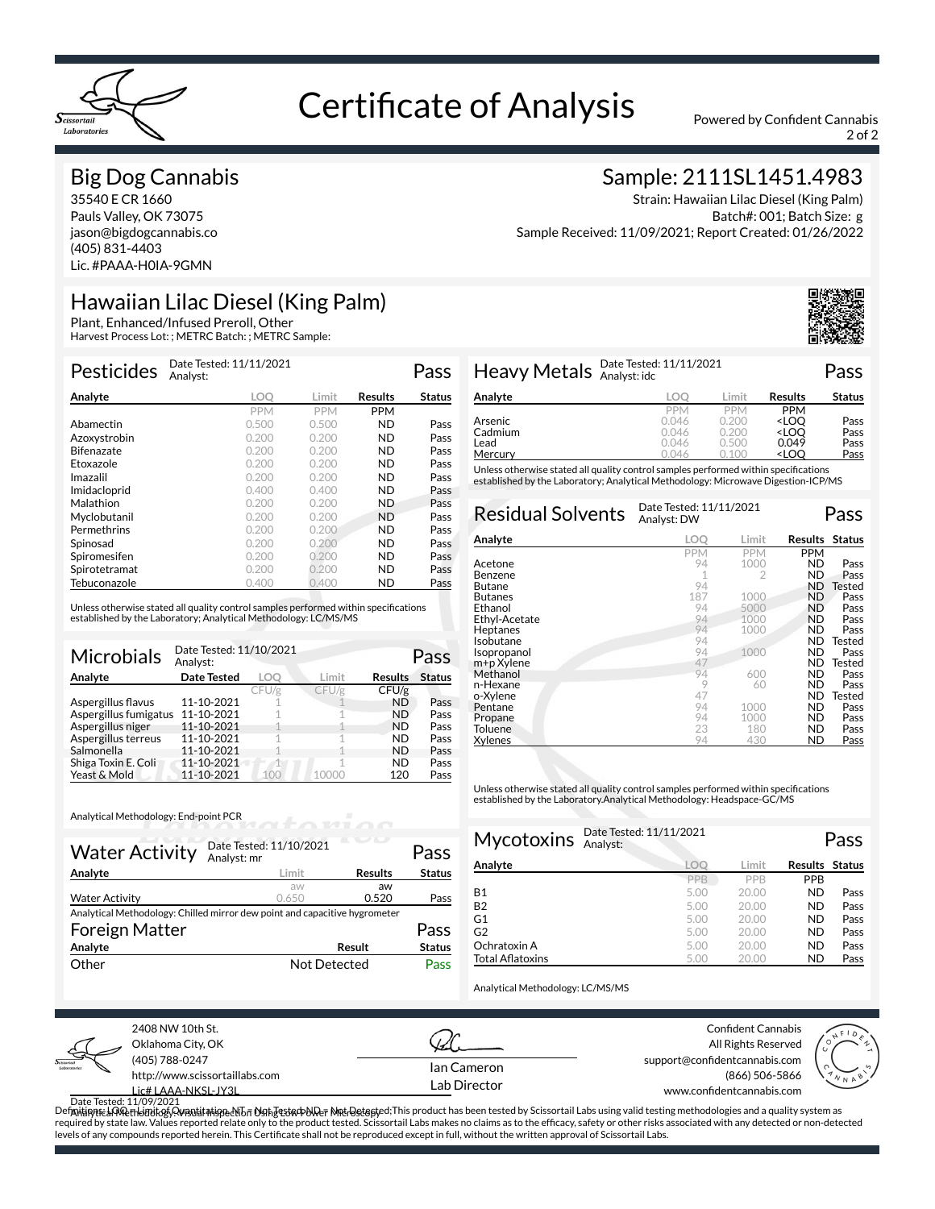# Certificate of Analysis

Powered by Confident Cannabis

## Big Dog Cannabis

35540 E CR 1660
Pauls Valley, OK 73075
jason@bigdogcannabis.co
(405) 831-4403
Lic. #PAAA-H0IA-9GMN

## Sample: 2111SL1451.4983

Strain: Hawaiian Lilac Diesel (King Palm)
Batch#: 001; Batch Size: g
Sample Received: 11/09/2021; Report Created: 01/26/2022

## Hawaiian Lilac Diesel (King Palm)

Plant, Enhanced/Infused Preroll, Other
Harvest Process Lot: ; METRC Batch: ; METRC Sample:

### Pesticides

Date Tested: 11/11/2021
Analyst:

**Pass**

| Analyte | LOQ | Limit | Results | Status |
|---|---|---|---|---|
| | PPM | PPM | PPM | |
| Abamectin | 0.500 | 0.500 | ND | Pass |
| Azoxystrobin | 0.200 | 0.200 | ND | Pass |
| Bifenazate | 0.200 | 0.200 | ND | Pass |
| Etoxazole | 0.200 | 0.200 | ND | Pass |
| Imazalil | 0.200 | 0.200 | ND | Pass |
| Imidacloprid | 0.400 | 0.400 | ND | Pass |
| Malathion | 0.200 | 0.200 | ND | Pass |
| Myclobutanil | 0.200 | 0.200 | ND | Pass |
| Permethrins | 0.200 | 0.200 | ND | Pass |
| Spinosad | 0.200 | 0.200 | ND | Pass |
| Spiromesifen | 0.200 | 0.200 | ND | Pass |
| Spirotetramat | 0.200 | 0.200 | ND | Pass |
| Tebuconazole | 0.400 | 0.400 | ND | Pass |

Unless otherwise stated all quality control samples performed within specifications established by the Laboratory; Analytical Methodology: LC/MS/MS

### Microbials

Date Tested: 11/10/2021
Analyst:

**Pass**

| Analyte | Date Tested | LOQ | Limit | Results | Status |
|---|---|---|---|---|---|
| | | CFU/g | CFU/g | CFU/g | |
| Aspergillus flavus | 11-10-2021 | 1 | 1 | ND | Pass |
| Aspergillus fumigatus | 11-10-2021 | 1 | 1 | ND | Pass |
| Aspergillus niger | 11-10-2021 | 1 | 1 | ND | Pass |
| Aspergillus terreus | 11-10-2021 | 1 | 1 | ND | Pass |
| Salmonella | 11-10-2021 | 1 | 1 | ND | Pass |
| Shiga Toxin E. Coli | 11-10-2021 | 1 | 1 | ND | Pass |
| Yeast & Mold | 11-10-2021 | 100 | 10000 | 120 | Pass |

Analytical Methodology: End-point PCR

### Water Activity

Date Tested: 11/10/2021
Analyst: mr

**Pass**

| Analyte | Limit | Results | Status |
|---|---|---|---|
| | aw | aw | |
| Water Activity | 0.650 | 0.520 | Pass |

Analytical Methodology: Chilled mirror dew point and capacitive hygrometer

### Foreign Matter

**Pass**

| Analyte | Result | Status |
|---|---|---|
| Other | Not Detected | Pass |

### Heavy Metals

Date Tested: 11/11/2021
Analyst: idc

**Pass**

| Analyte | LOQ | Limit | Results | Status |
|---|---|---|---|---|
| | PPM | PPM | PPM | |
| Arsenic | 0.046 | 0.200 | <LOQ | Pass |
| Cadmium | 0.046 | 0.200 | <LOQ | Pass |
| Lead | 0.046 | 0.500 | 0.049 | Pass |
| Mercury | 0.046 | 0.100 | <LOQ | Pass |

Unless otherwise stated all quality control samples performed within specifications established by the Laboratory; Analytical Methodology: Microwave Digestion-ICP/MS

### Residual Solvents

Date Tested: 11/11/2021
Analyst: DW

**Pass**

| Analyte | LOQ | Limit | Results | Status |
|---|---|---|---|---|
| | PPM | PPM | PPM | |
| Acetone | 94 | 1000 | ND | Pass |
| Benzene | 1 | 2 | ND | Pass |
| Butane | 94 | | ND | Tested |
| Butanes | 187 | 1000 | ND | Pass |
| Ethanol | 94 | 5000 | ND | Pass |
| Ethyl-Acetate | 94 | 1000 | ND | Pass |
| Heptanes | 94 | 1000 | ND | Pass |
| Isobutane | 94 | | ND | Tested |
| Isopropanol | 94 | 1000 | ND | Pass |
| m+p Xylene | 47 | | ND | Tested |
| Methanol | 94 | 600 | ND | Pass |
| n-Hexane | 9 | 60 | ND | Pass |
| o-Xylene | 47 | | ND | Tested |
| Pentane | 94 | 1000 | ND | Pass |
| Propane | 94 | 1000 | ND | Pass |
| Toluene | 23 | 180 | ND | Pass |
| Xylenes | 94 | 430 | ND | Pass |

Unless otherwise stated all quality control samples performed within specifications established by the Laboratory.Analytical Methodology: Headspace-GC/MS

### Mycotoxins

Date Tested: 11/11/2021
Analyst:

**Pass**

| Analyte | LOQ | Limit | Results | Status |
|---|---|---|---|---|
| | PPB | PPB | PPB | |
| B1 | 5.00 | 20.00 | ND | Pass |
| B2 | 5.00 | 20.00 | ND | Pass |
| G1 | 5.00 | 20.00 | ND | Pass |
| G2 | 5.00 | 20.00 | ND | Pass |
| Ochratoxin A | 5.00 | 20.00 | ND | Pass |
| Total Aflatoxins | 5.00 | 20.00 | ND | Pass |

Analytical Methodology: LC/MS/MS

---

2408 NW 10th St.
Oklahoma City, OK
(405) 788-0247
http://www.scissortaillabs.com
Lic# LAAA-NKSL-JY3L

Ian Cameron
Lab Director

Confident Cannabis
All Rights Reserved
support@confidentcannabis.com
(866) 506-5866
www.confidentcannabis.com

Date Tested: 11/09/2021
Analytical Methodology: Visual Inspection Using Low Power Microscopy

Definitions: LOQ = Limit of Quantitation, NT = Not Tested, ND = Not Detected; This product has been tested by Scissortail Labs using valid testing methodologies and a quality system as required by state law. Values reported relate only to the product tested. Scissortail Labs makes no claims as to the efficacy, safety or other risks associated with any detected or non-detected levels of any compounds reported herein. This Certificate shall not be reproduced except in full, without the written approval of Scissortail Labs.